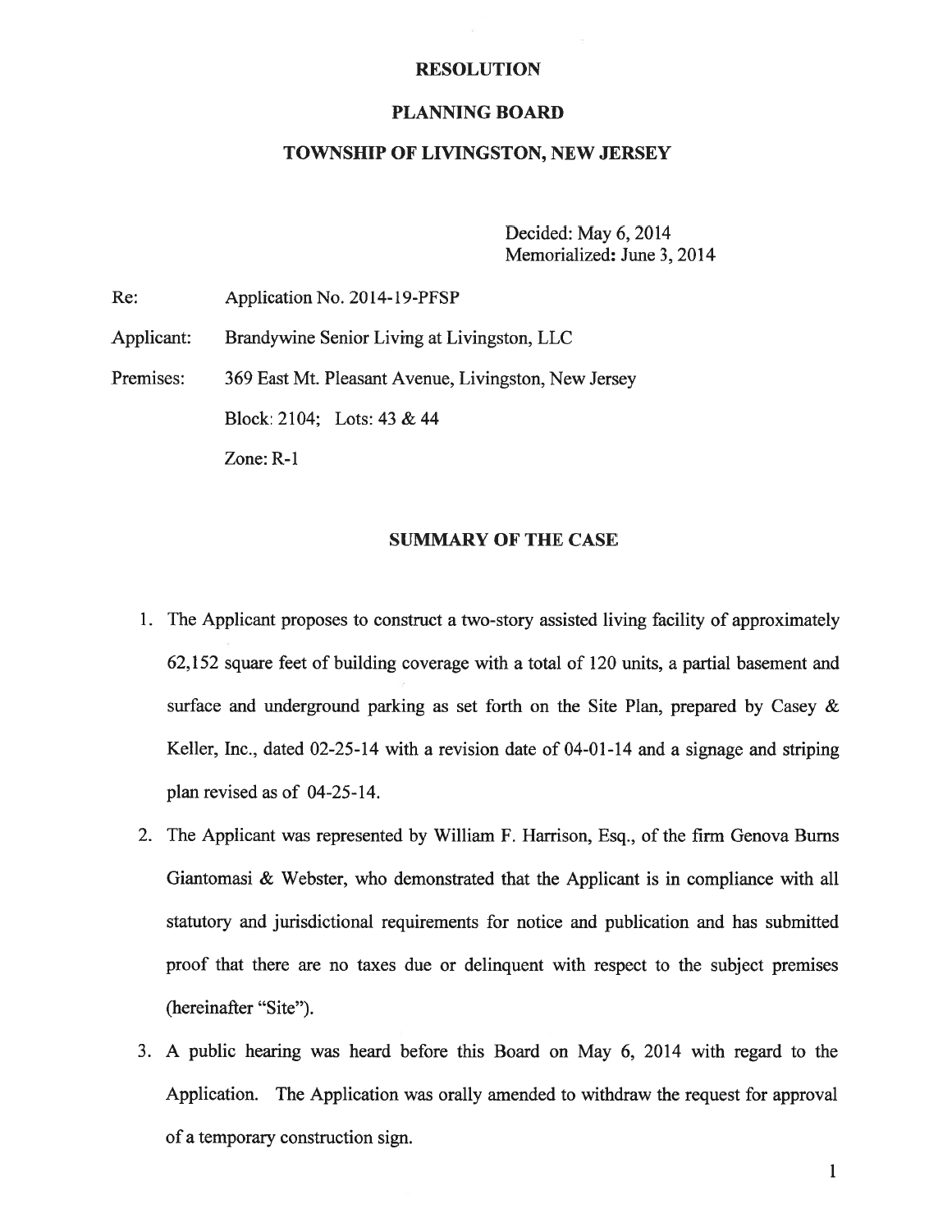# RESOLUTION

## PLANNING BOARD

## TOWNSHIP OF LIVINGSTON, NEW JERSEY

Decided: May 6, 2014
Memorialized: June 3, 2014

Re: Application No. 2014-19-PFSP

Applicant: Brandywine Senior Living at Livingston, LLC

Premises: 369 East Mt. Pleasant Avenue, Livingston, New Jersey

Block: 2104; Lots: 43 & 44

Zone: R-1

## SUMMARY OF THE CASE

1. The Applicant proposes to construct a two-story assisted living facility of approximately 62,152 square feet of building coverage with a total of 120 units, a partial basement and surface and underground parking as set forth on the Site Plan, prepared by Casey & Keller, Inc., dated 02-25-14 with a revision date of 04-01-14 and a signage and striping plan revised as of 04-25-14.
2. The Applicant was represented by William F. Harrison, Esq., of the firm Genova Burns Giantomasi & Webster, who demonstrated that the Applicant is in compliance with all statutory and jurisdictional requirements for notice and publication and has submitted proof that there are no taxes due or delinquent with respect to the subject premises (hereinafter "Site").
3. A public hearing was heard before this Board on May 6, 2014 with regard to the Application. The Application was orally amended to withdraw the request for approval of a temporary construction sign.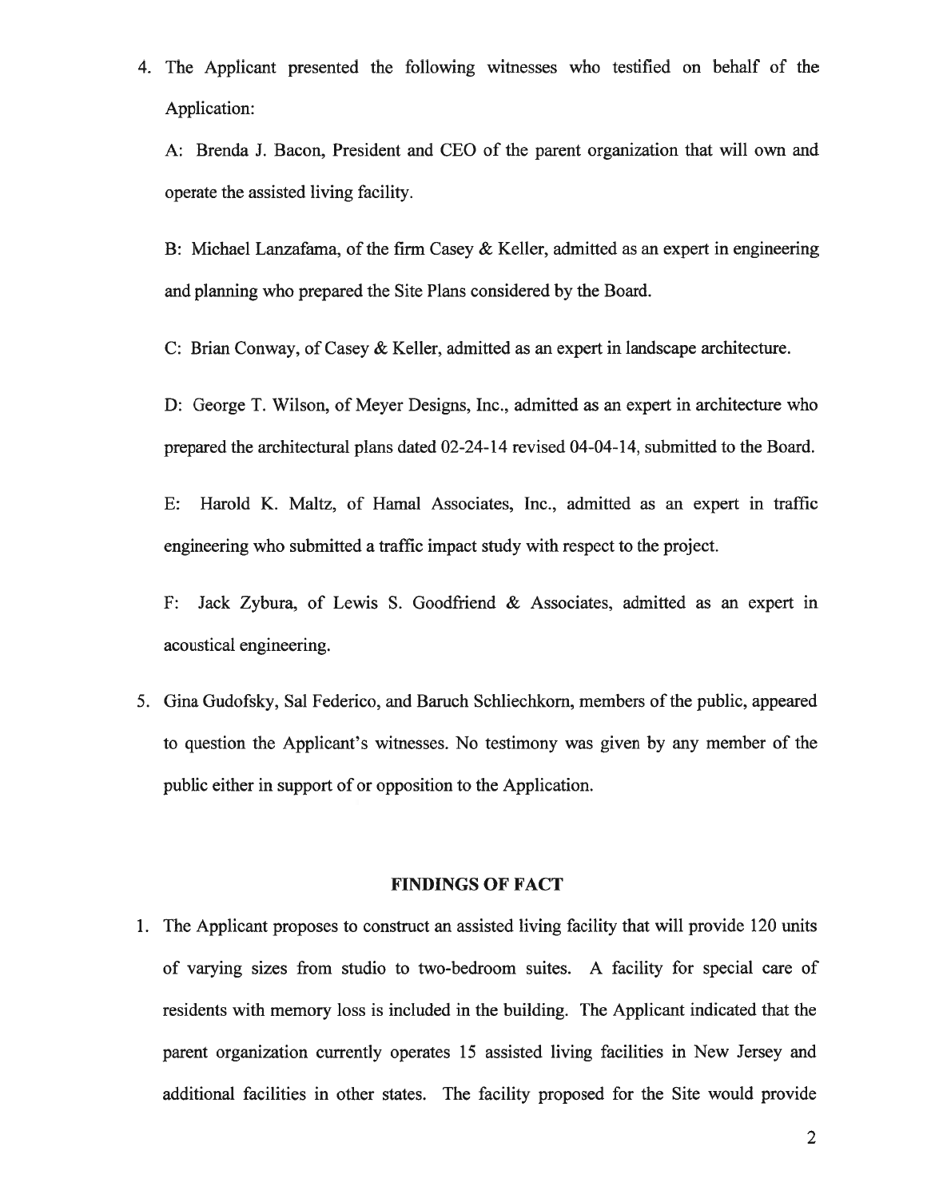4. The Applicant presented the following witnesses who testified on behalf of the Application:

   A: Brenda J. Bacon, President and CEO of the parent organization that will own and operate the assisted living facility.

   B: Michael Lanzafama, of the firm Casey & Keller, admitted as an expert in engineering and planning who prepared the Site Plans considered by the Board.

   C: Brian Conway, of Casey & Keller, admitted as an expert in landscape architecture.

   D: George T. Wilson, of Meyer Designs, Inc., admitted as an expert in architecture who prepared the architectural plans dated 02-24-14 revised 04-04-14, submitted to the Board.

   E: Harold K. Maltz, of Hamal Associates, Inc., admitted as an expert in traffic engineering who submitted a traffic impact study with respect to the project.

   F: Jack Zybura, of Lewis S. Goodfriend & Associates, admitted as an expert in acoustical engineering.

5. Gina Gudofsky, Sal Federico, and Baruch Schliechkorn, members of the public, appeared to question the Applicant's witnesses. No testimony was given by any member of the public either in support of or opposition to the Application.

## FINDINGS OF FACT

1. The Applicant proposes to construct an assisted living facility that will provide 120 units of varying sizes from studio to two-bedroom suites. A facility for special care of residents with memory loss is included in the building. The Applicant indicated that the parent organization currently operates 15 assisted living facilities in New Jersey and additional facilities in other states. The facility proposed for the Site would provide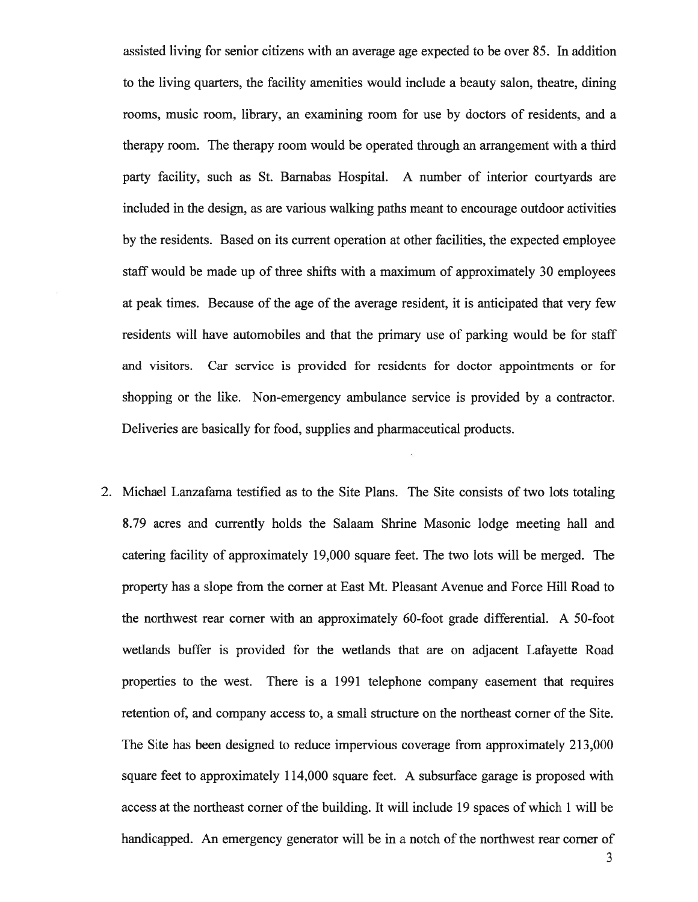assisted living for senior citizens with an average age expected to be over 85. In addition to the living quarters, the facility amenities would include a beauty salon, theatre, dining rooms, music room, library, an examining room for use by doctors of residents, and a therapy room. The therapy room would be operated through an arrangement with a third party facility, such as St. Barnabas Hospital. A number of interior courtyards are included in the design, as are various walking paths meant to encourage outdoor activities by the residents. Based on its current operation at other facilities, the expected employee staff would be made up of three shifts with a maximum of approximately 30 employees at peak times. Because of the age of the average resident, it is anticipated that very few residents will have automobiles and that the primary use of parking would be for staff and visitors. Car service is provided for residents for doctor appointments or for shopping or the like. Non-emergency ambulance service is provided by a contractor. Deliveries are basically for food, supplies and pharmaceutical products.

2. Michael Lanzafama testified as to the Site Plans. The Site consists of two lots totaling 8.79 acres and currently holds the Salaam Shrine Masonic lodge meeting hall and catering facility of approximately 19,000 square feet. The two lots will be merged. The property has a slope from the corner at East Mt. Pleasant Avenue and Force Hill Road to the northwest rear corner with an approximately 60-foot grade differential. A 50-foot wetlands buffer is provided for the wetlands that are on adjacent Lafayette Road properties to the west. There is a 1991 telephone company easement that requires retention of, and company access to, a small structure on the northeast corner of the Site. The Site has been designed to reduce impervious coverage from approximately 213,000 square feet to approximately 114,000 square feet. A subsurface garage is proposed with access at the northeast corner of the building. It will include 19 spaces of which 1 will be handicapped. An emergency generator will be in a notch of the northwest rear corner of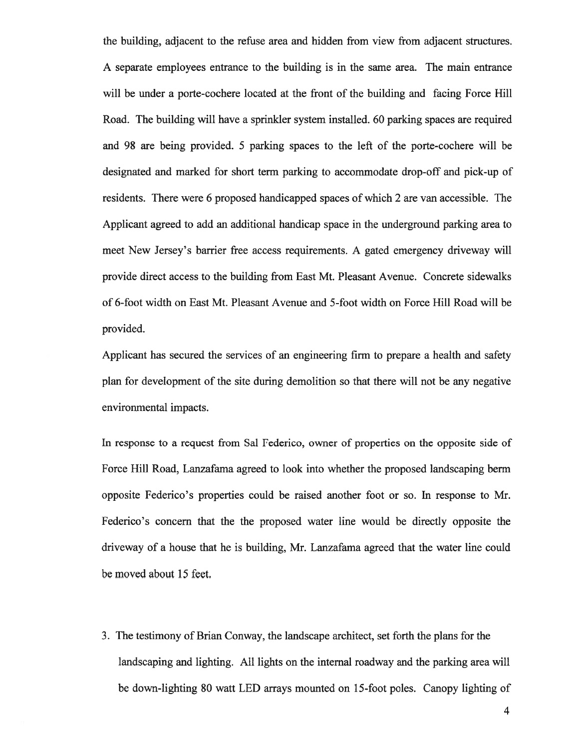the building, adjacent to the refuse area and hidden from view from adjacent structures. A separate employees entrance to the building is in the same area. The main entrance will be under a porte-cochere located at the front of the building and facing Force Hill Road. The building will have a sprinkler system installed. 60 parking spaces are required and 98 are being provided. 5 parking spaces to the left of the porte-cochere will be designated and marked for short term parking to accommodate drop-off and pick-up of residents. There were 6 proposed handicapped spaces of which 2 are van accessible. The Applicant agreed to add an additional handicap space in the underground parking area to meet New Jersey's barrier free access requirements. A gated emergency driveway will provide direct access to the building from East Mt. Pleasant Avenue. Concrete sidewalks of 6-foot width on East Mt. Pleasant Avenue and 5-foot width on Force Hill Road will be provided.

Applicant has secured the services of an engineering firm to prepare a health and safety plan for development of the site during demolition so that there will not be any negative environmental impacts.

In response to a request from Sal Federico, owner of properties on the opposite side of Force Hill Road, Lanzafama agreed to look into whether the proposed landscaping berm opposite Federico's properties could be raised another foot or so. In response to Mr. Federico's concern that the the proposed water line would be directly opposite the driveway of a house that he is building, Mr. Lanzafama agreed that the water line could be moved about 15 feet.

3. The testimony of Brian Conway, the landscape architect, set forth the plans for the landscaping and lighting. All lights on the internal roadway and the parking area will be down-lighting 80 watt LED arrays mounted on 15-foot poles. Canopy lighting of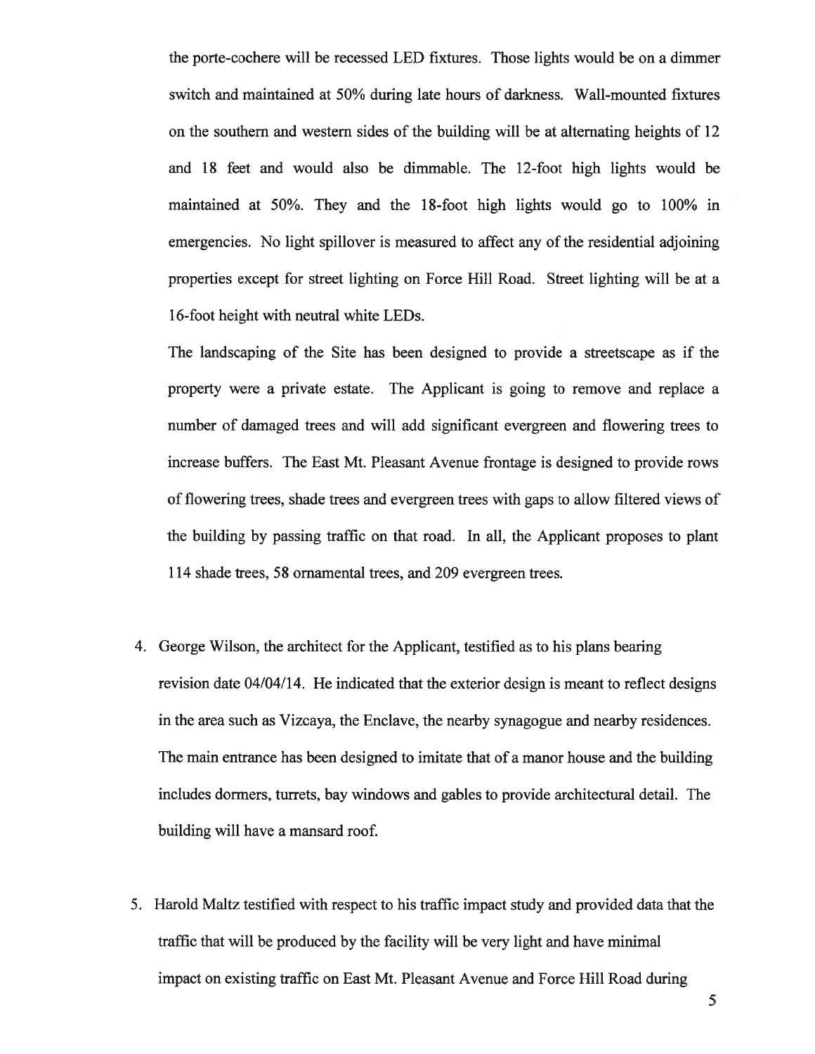the porte-cochere will be recessed LED fixtures. Those lights would be on a dimmer switch and maintained at 50% during late hours of darkness. Wall-mounted fixtures on the southern and western sides of the building will be at alternating heights of 12 and 18 feet and would also be dimmable. The 12-foot high lights would be maintained at 50%. They and the 18-foot high lights would go to 100% in emergencies. No light spillover is measured to affect any of the residential adjoining properties except for street lighting on Force Hill Road. Street lighting will be at a 16-foot height with neutral white LEDs.

The landscaping of the Site has been designed to provide a streetscape as if the property were a private estate. The Applicant is going to remove and replace a number of damaged trees and will add significant evergreen and flowering trees to increase buffers. The East Mt. Pleasant Avenue frontage is designed to provide rows of flowering trees, shade trees and evergreen trees with gaps to allow filtered views of the building by passing traffic on that road. In all, the Applicant proposes to plant 114 shade trees, 58 ornamental trees, and 209 evergreen trees.

4. George Wilson, the architect for the Applicant, testified as to his plans bearing revision date 04/04/14. He indicated that the exterior design is meant to reflect designs in the area such as Vizcaya, the Enclave, the nearby synagogue and nearby residences. The main entrance has been designed to imitate that of a manor house and the building includes dormers, turrets, bay windows and gables to provide architectural detail. The building will have a mansard roof.

5. Harold Maltz testified with respect to his traffic impact study and provided data that the traffic that will be produced by the facility will be very light and have minimal impact on existing traffic on East Mt. Pleasant Avenue and Force Hill Road during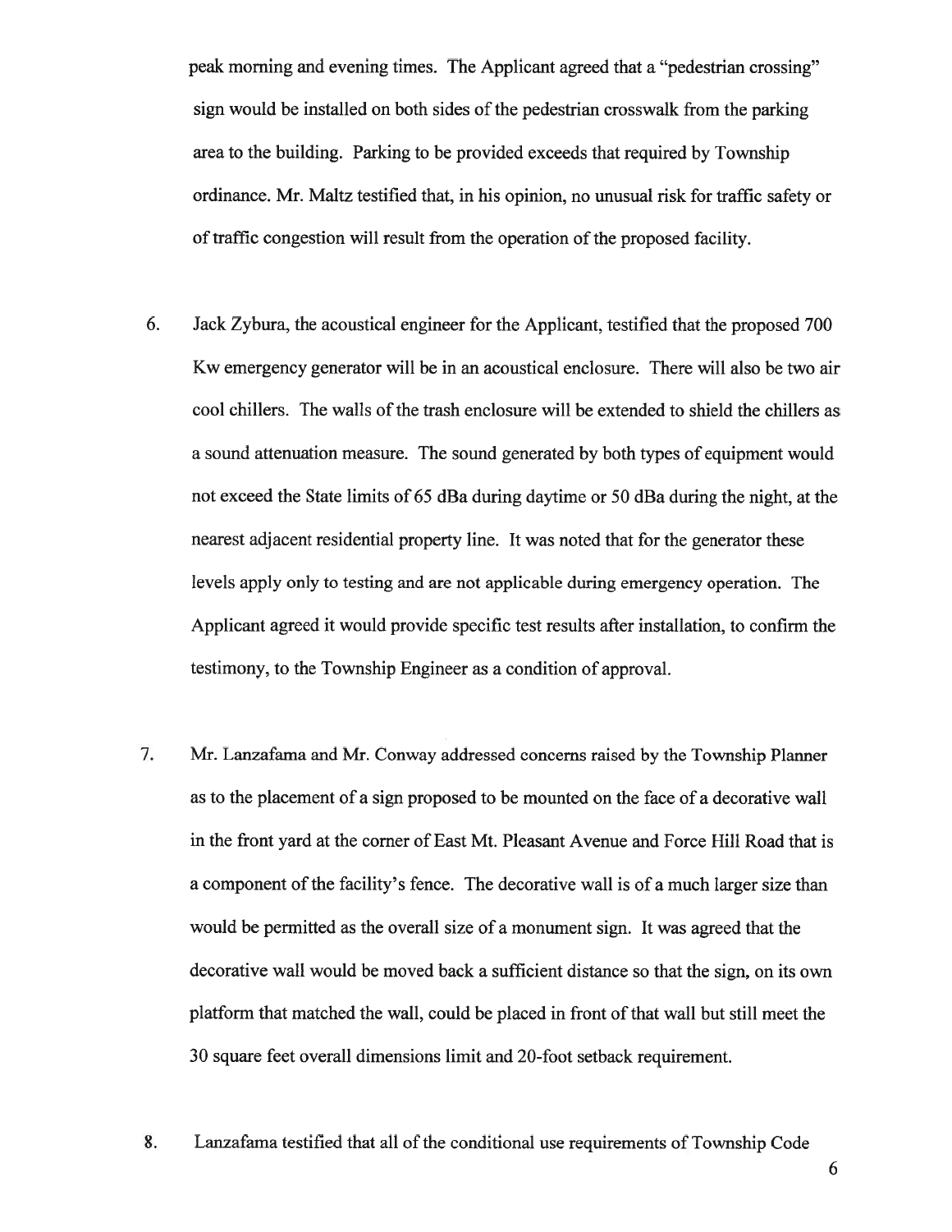peak morning and evening times. The Applicant agreed that a "pedestrian crossing" sign would be installed on both sides of the pedestrian crosswalk from the parking area to the building. Parking to be provided exceeds that required by Township ordinance. Mr. Maltz testified that, in his opinion, no unusual risk for traffic safety or of traffic congestion will result from the operation of the proposed facility.

6. Jack Zybura, the acoustical engineer for the Applicant, testified that the proposed 700 Kw emergency generator will be in an acoustical enclosure. There will also be two air cool chillers. The walls of the trash enclosure will be extended to shield the chillers as a sound attenuation measure. The sound generated by both types of equipment would not exceed the State limits of 65 dBa during daytime or 50 dBa during the night, at the nearest adjacent residential property line. It was noted that for the generator these levels apply only to testing and are not applicable during emergency operation. The Applicant agreed it would provide specific test results after installation, to confirm the testimony, to the Township Engineer as a condition of approval.

7. Mr. Lanzafama and Mr. Conway addressed concerns raised by the Township Planner as to the placement of a sign proposed to be mounted on the face of a decorative wall in the front yard at the corner of East Mt. Pleasant Avenue and Force Hill Road that is a component of the facility's fence. The decorative wall is of a much larger size than would be permitted as the overall size of a monument sign. It was agreed that the decorative wall would be moved back a sufficient distance so that the sign, on its own platform that matched the wall, could be placed in front of that wall but still meet the 30 square feet overall dimensions limit and 20-foot setback requirement.

8. Lanzafama testified that all of the conditional use requirements of Township Code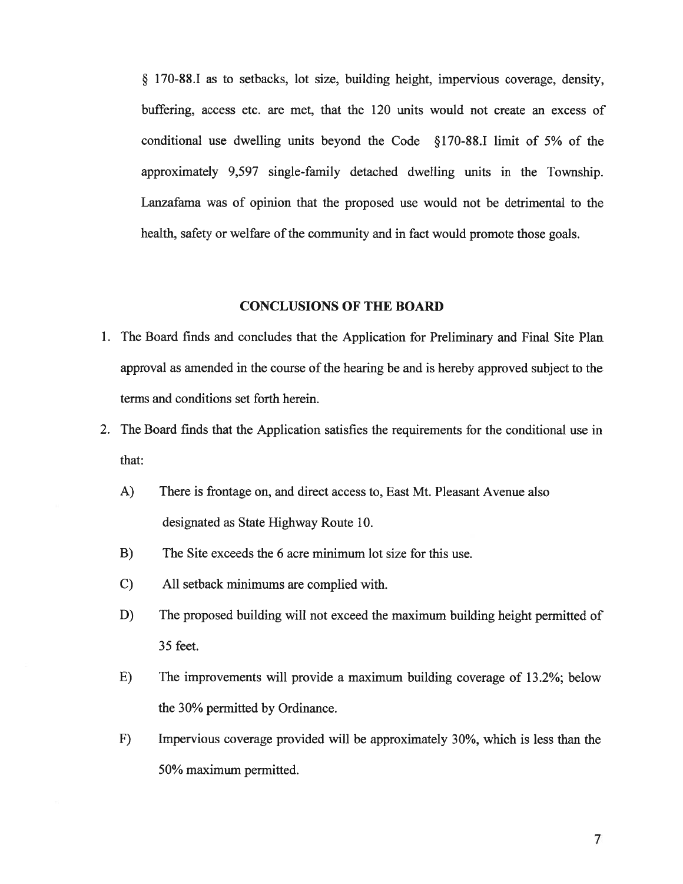§ 170-88.I as to setbacks, lot size, building height, impervious coverage, density, buffering, access etc. are met, that the 120 units would not create an excess of conditional use dwelling units beyond the Code §170-88.I limit of 5% of the approximately 9,597 single-family detached dwelling units in the Township. Lanzafama was of opinion that the proposed use would not be detrimental to the health, safety or welfare of the community and in fact would promote those goals.

## CONCLUSIONS OF THE BOARD

1. The Board finds and concludes that the Application for Preliminary and Final Site Plan approval as amended in the course of the hearing be and is hereby approved subject to the terms and conditions set forth herein.
2. The Board finds that the Application satisfies the requirements for the conditional use in that:

   A) There is frontage on, and direct access to, East Mt. Pleasant Avenue also designated as State Highway Route 10.

   B) The Site exceeds the 6 acre minimum lot size for this use.

   C) All setback minimums are complied with.

   D) The proposed building will not exceed the maximum building height permitted of 35 feet.

   E) The improvements will provide a maximum building coverage of 13.2%; below the 30% permitted by Ordinance.

   F) Impervious coverage provided will be approximately 30%, which is less than the 50% maximum permitted.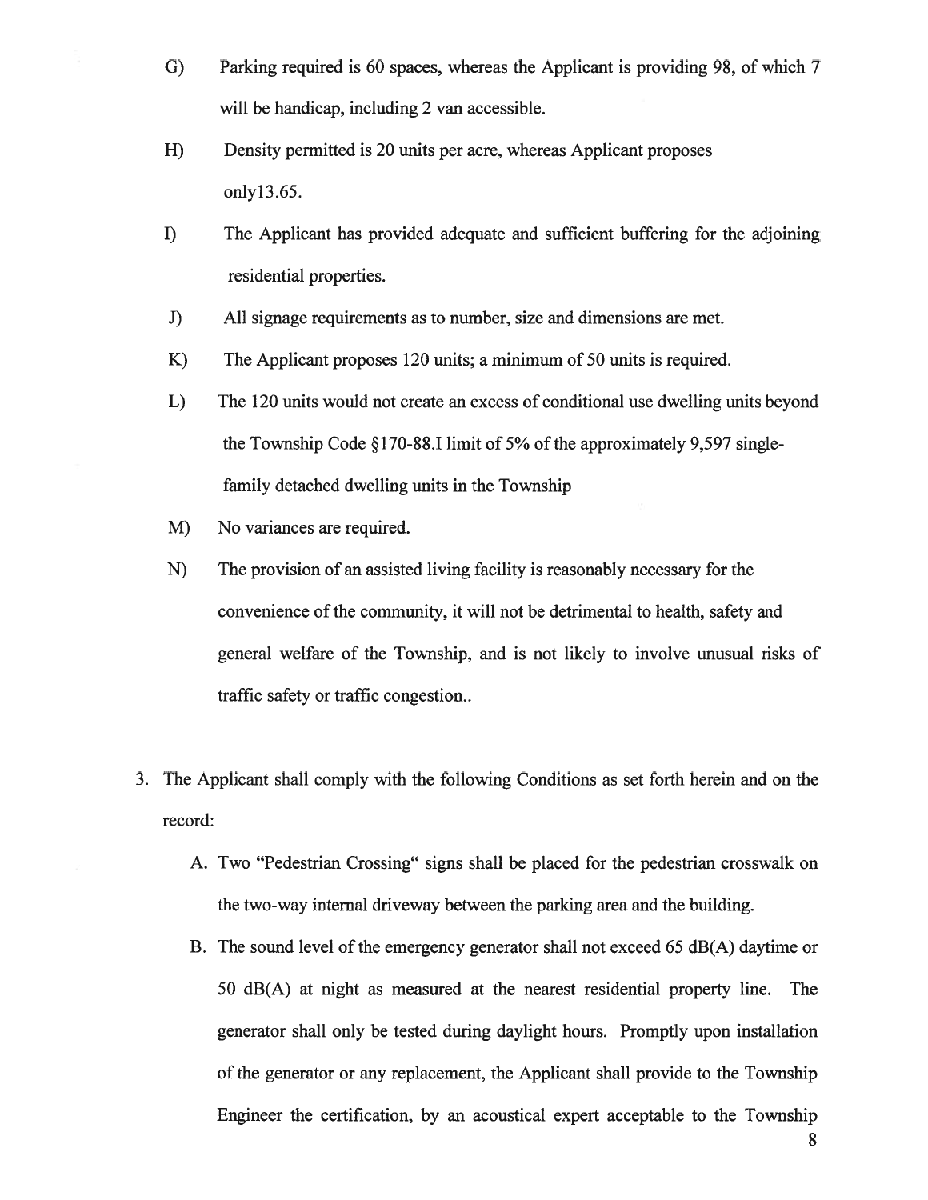G) Parking required is 60 spaces, whereas the Applicant is providing 98, of which 7 will be handicap, including 2 van accessible.

H) Density permitted is 20 units per acre, whereas Applicant proposes only13.65.

I) The Applicant has provided adequate and sufficient buffering for the adjoining residential properties.

J) All signage requirements as to number, size and dimensions are met.

K) The Applicant proposes 120 units; a minimum of 50 units is required.

L) The 120 units would not create an excess of conditional use dwelling units beyond the Township Code §170-88.I limit of 5% of the approximately 9,597 single-family detached dwelling units in the Township

M) No variances are required.

N) The provision of an assisted living facility is reasonably necessary for the convenience of the community, it will not be detrimental to health, safety and general welfare of the Township, and is not likely to involve unusual risks of traffic safety or traffic congestion..

3. The Applicant shall comply with the following Conditions as set forth herein and on the record:

   A. Two "Pedestrian Crossing" signs shall be placed for the pedestrian crosswalk on the two-way internal driveway between the parking area and the building.

   B. The sound level of the emergency generator shall not exceed 65 dB(A) daytime or 50 dB(A) at night as measured at the nearest residential property line. The generator shall only be tested during daylight hours. Promptly upon installation of the generator or any replacement, the Applicant shall provide to the Township Engineer the certification, by an acoustical expert acceptable to the Township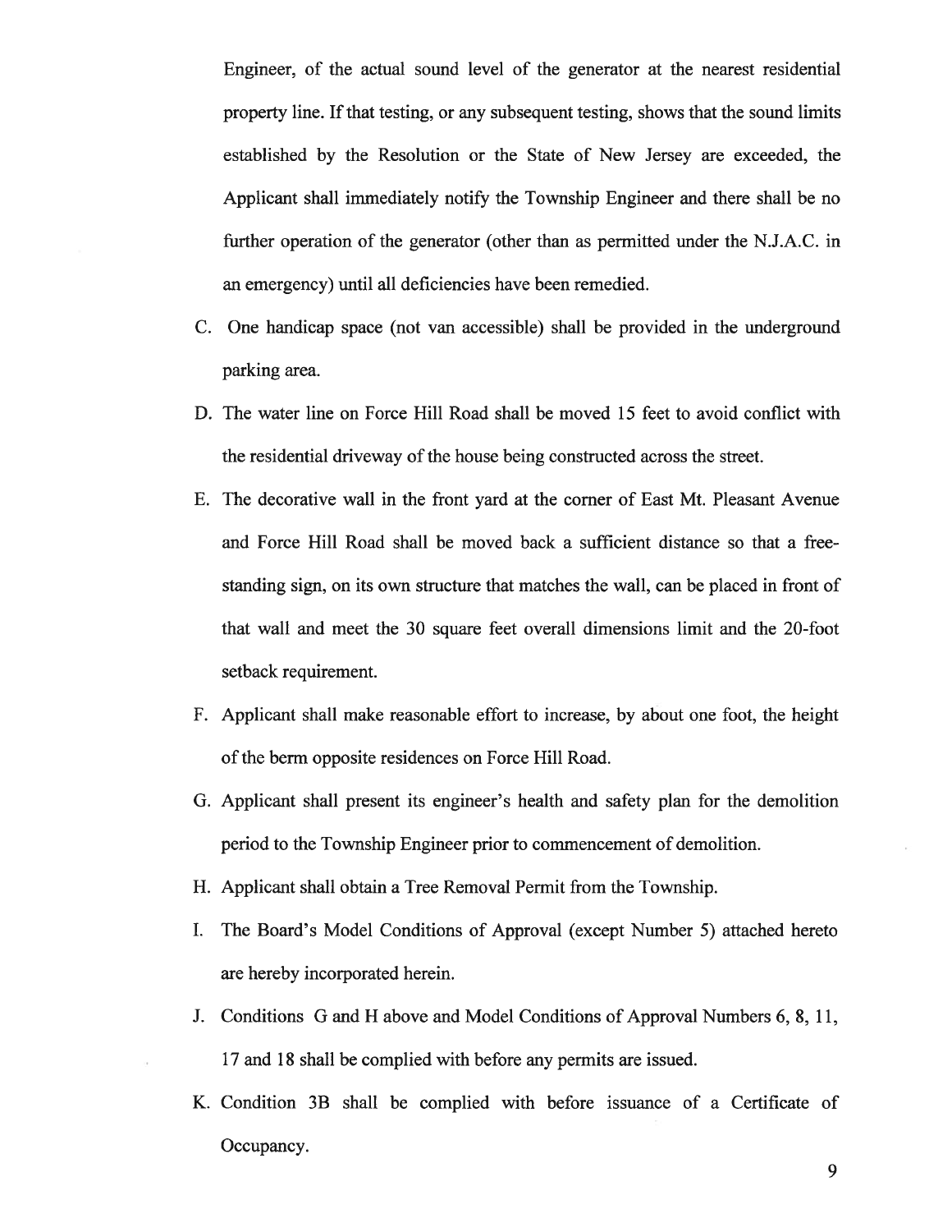Engineer, of the actual sound level of the generator at the nearest residential property line. If that testing, or any subsequent testing, shows that the sound limits established by the Resolution or the State of New Jersey are exceeded, the Applicant shall immediately notify the Township Engineer and there shall be no further operation of the generator (other than as permitted under the N.J.A.C. in an emergency) until all deficiencies have been remedied.

C. One handicap space (not van accessible) shall be provided in the underground parking area.

D. The water line on Force Hill Road shall be moved 15 feet to avoid conflict with the residential driveway of the house being constructed across the street.

E. The decorative wall in the front yard at the corner of East Mt. Pleasant Avenue and Force Hill Road shall be moved back a sufficient distance so that a free-standing sign, on its own structure that matches the wall, can be placed in front of that wall and meet the 30 square feet overall dimensions limit and the 20-foot setback requirement.

F. Applicant shall make reasonable effort to increase, by about one foot, the height of the berm opposite residences on Force Hill Road.

G. Applicant shall present its engineer's health and safety plan for the demolition period to the Township Engineer prior to commencement of demolition.

H. Applicant shall obtain a Tree Removal Permit from the Township.

I. The Board's Model Conditions of Approval (except Number 5) attached hereto are hereby incorporated herein.

J. Conditions G and H above and Model Conditions of Approval Numbers 6, 8, 11, 17 and 18 shall be complied with before any permits are issued.

K. Condition 3B shall be complied with before issuance of a Certificate of Occupancy.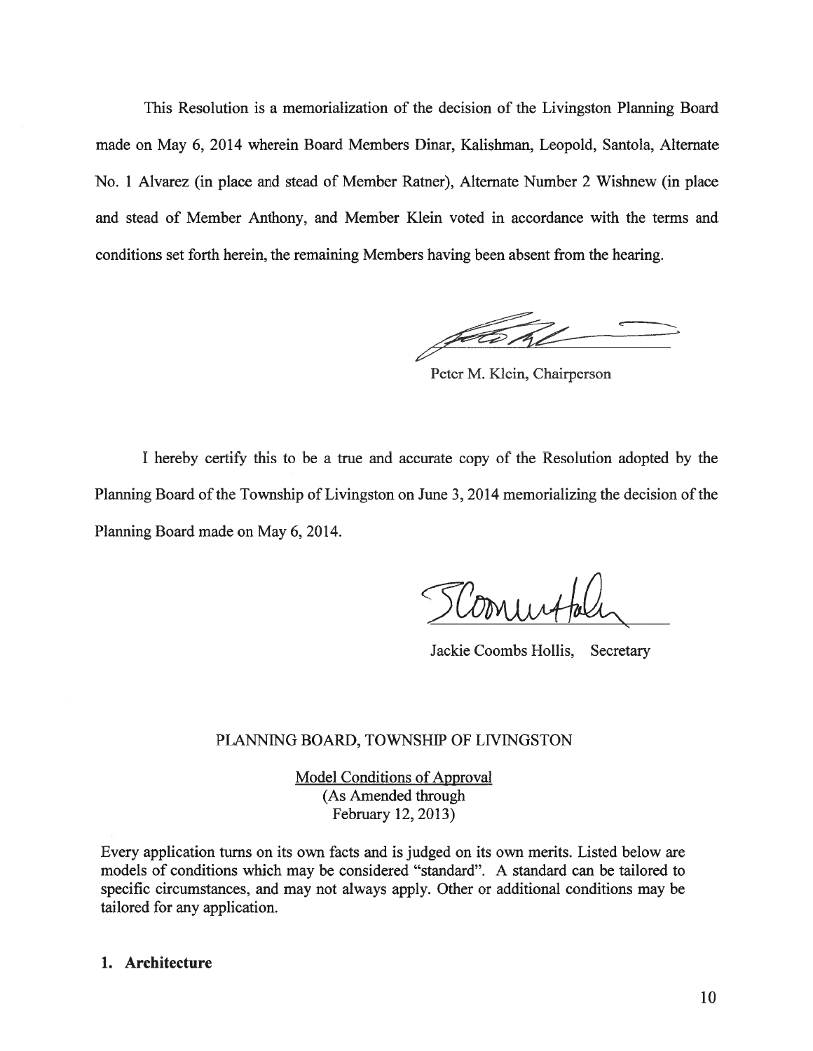This Resolution is a memorialization of the decision of the Livingston Planning Board made on May 6, 2014 wherein Board Members Dinar, Kalishman, Leopold, Santola, Alternate No. 1 Alvarez (in place and stead of Member Ratner), Alternate Number 2 Wishnew (in place and stead of Member Anthony, and Member Klein voted in accordance with the terms and conditions set forth herein, the remaining Members having been absent from the hearing.

Peter M. Klein, Chairperson

I hereby certify this to be a true and accurate copy of the Resolution adopted by the Planning Board of the Township of Livingston on June 3, 2014 memorializing the decision of the Planning Board made on May 6, 2014.

Jackie Coombs Hollis, Secretary

PLANNING BOARD, TOWNSHIP OF LIVINGSTON

Model Conditions of Approval
(As Amended through
February 12, 2013)

Every application turns on its own facts and is judged on its own merits. Listed below are models of conditions which may be considered "standard". A standard can be tailored to specific circumstances, and may not always apply. Other or additional conditions may be tailored for any application.

**1. Architecture**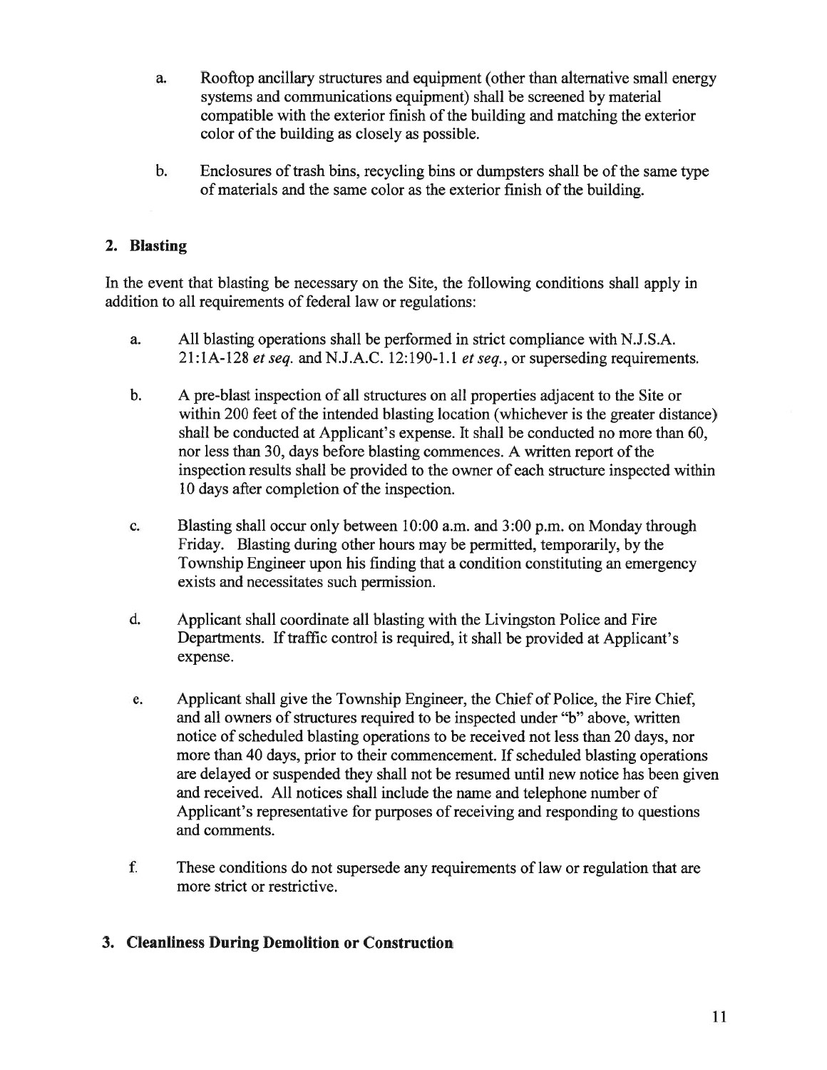a. Rooftop ancillary structures and equipment (other than alternative small energy systems and communications equipment) shall be screened by material compatible with the exterior finish of the building and matching the exterior color of the building as closely as possible.

b. Enclosures of trash bins, recycling bins or dumpsters shall be of the same type of materials and the same color as the exterior finish of the building.

## 2. Blasting

In the event that blasting be necessary on the Site, the following conditions shall apply in addition to all requirements of federal law or regulations:

a. All blasting operations shall be performed in strict compliance with N.J.S.A. 21:1A-128 *et seq.* and N.J.A.C. 12:190-1.1 *et seq.*, or superseding requirements.

b. A pre-blast inspection of all structures on all properties adjacent to the Site or within 200 feet of the intended blasting location (whichever is the greater distance) shall be conducted at Applicant's expense. It shall be conducted no more than 60, nor less than 30, days before blasting commences. A written report of the inspection results shall be provided to the owner of each structure inspected within 10 days after completion of the inspection.

c. Blasting shall occur only between 10:00 a.m. and 3:00 p.m. on Monday through Friday. Blasting during other hours may be permitted, temporarily, by the Township Engineer upon his finding that a condition constituting an emergency exists and necessitates such permission.

d. Applicant shall coordinate all blasting with the Livingston Police and Fire Departments. If traffic control is required, it shall be provided at Applicant's expense.

e. Applicant shall give the Township Engineer, the Chief of Police, the Fire Chief, and all owners of structures required to be inspected under "b" above, written notice of scheduled blasting operations to be received not less than 20 days, nor more than 40 days, prior to their commencement. If scheduled blasting operations are delayed or suspended they shall not be resumed until new notice has been given and received. All notices shall include the name and telephone number of Applicant's representative for purposes of receiving and responding to questions and comments.

f. These conditions do not supersede any requirements of law or regulation that are more strict or restrictive.

## 3. Cleanliness During Demolition or Construction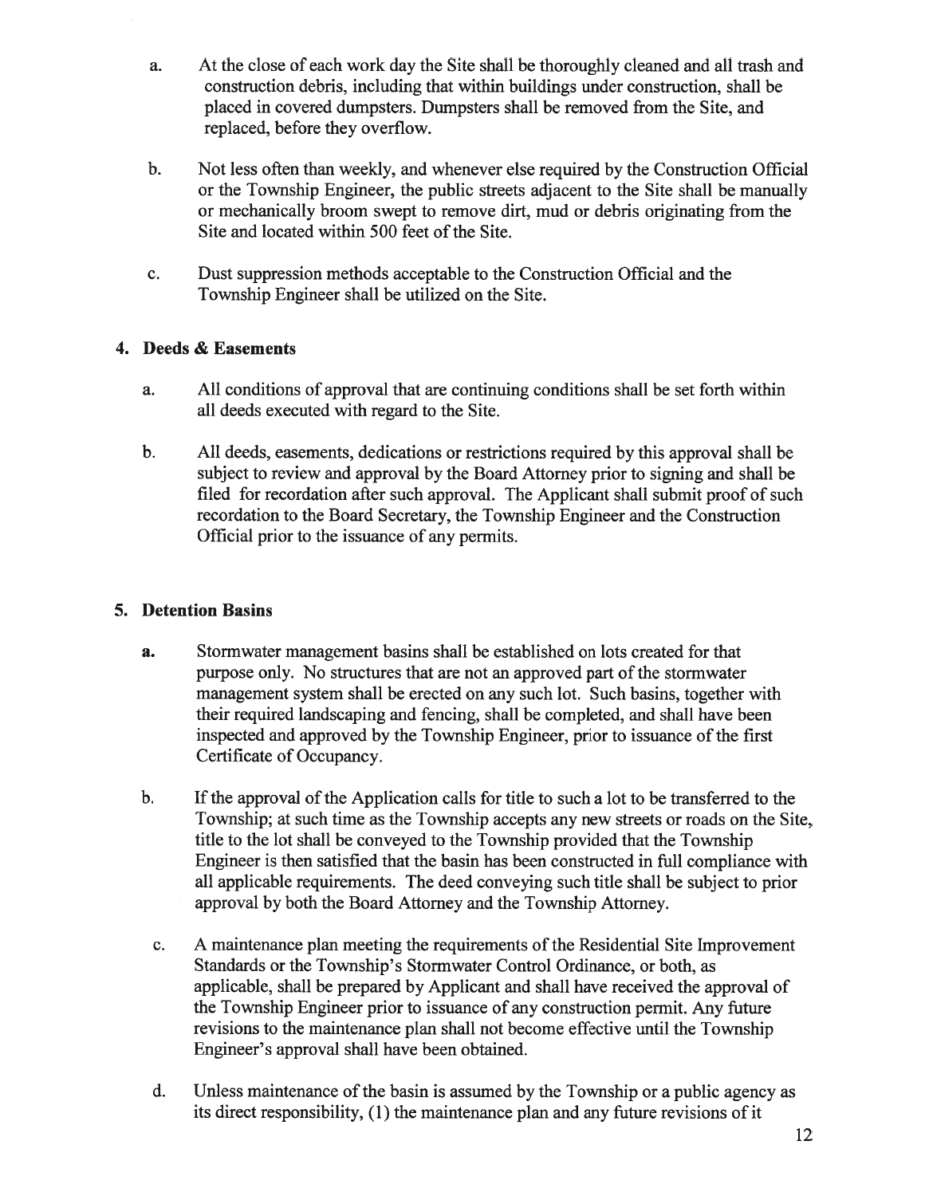a. At the close of each work day the Site shall be thoroughly cleaned and all trash and construction debris, including that within buildings under construction, shall be placed in covered dumpsters. Dumpsters shall be removed from the Site, and replaced, before they overflow.

b. Not less often than weekly, and whenever else required by the Construction Official or the Township Engineer, the public streets adjacent to the Site shall be manually or mechanically broom swept to remove dirt, mud or debris originating from the Site and located within 500 feet of the Site.

c. Dust suppression methods acceptable to the Construction Official and the Township Engineer shall be utilized on the Site.

**4. Deeds & Easements**

a. All conditions of approval that are continuing conditions shall be set forth within all deeds executed with regard to the Site.

b. All deeds, easements, dedications or restrictions required by this approval shall be subject to review and approval by the Board Attorney prior to signing and shall be filed for recordation after such approval. The Applicant shall submit proof of such recordation to the Board Secretary, the Township Engineer and the Construction Official prior to the issuance of any permits.

**5. Detention Basins**

**a.** Stormwater management basins shall be established on lots created for that purpose only. No structures that are not an approved part of the stormwater management system shall be erected on any such lot. Such basins, together with their required landscaping and fencing, shall be completed, and shall have been inspected and approved by the Township Engineer, prior to issuance of the first Certificate of Occupancy.

b. If the approval of the Application calls for title to such a lot to be transferred to the Township; at such time as the Township accepts any new streets or roads on the Site, title to the lot shall be conveyed to the Township provided that the Township Engineer is then satisfied that the basin has been constructed in full compliance with all applicable requirements. The deed conveying such title shall be subject to prior approval by both the Board Attorney and the Township Attorney.

c. A maintenance plan meeting the requirements of the Residential Site Improvement Standards or the Township's Stormwater Control Ordinance, or both, as applicable, shall be prepared by Applicant and shall have received the approval of the Township Engineer prior to issuance of any construction permit. Any future revisions to the maintenance plan shall not become effective until the Township Engineer's approval shall have been obtained.

d. Unless maintenance of the basin is assumed by the Township or a public agency as its direct responsibility, (1) the maintenance plan and any future revisions of it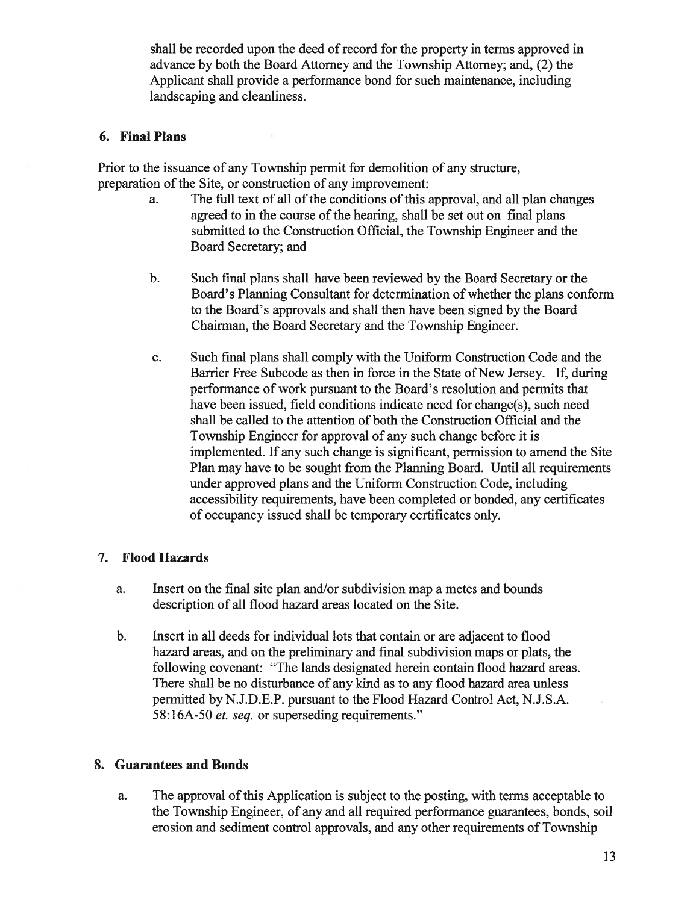shall be recorded upon the deed of record for the property in terms approved in advance by both the Board Attorney and the Township Attorney; and, (2) the Applicant shall provide a performance bond for such maintenance, including landscaping and cleanliness.

## 6. Final Plans

Prior to the issuance of any Township permit for demolition of any structure, preparation of the Site, or construction of any improvement:

a. The full text of all of the conditions of this approval, and all plan changes agreed to in the course of the hearing, shall be set out on final plans submitted to the Construction Official, the Township Engineer and the Board Secretary; and

b. Such final plans shall have been reviewed by the Board Secretary or the Board's Planning Consultant for determination of whether the plans conform to the Board's approvals and shall then have been signed by the Board Chairman, the Board Secretary and the Township Engineer.

c. Such final plans shall comply with the Uniform Construction Code and the Barrier Free Subcode as then in force in the State of New Jersey. If, during performance of work pursuant to the Board's resolution and permits that have been issued, field conditions indicate need for change(s), such need shall be called to the attention of both the Construction Official and the Township Engineer for approval of any such change before it is implemented. If any such change is significant, permission to amend the Site Plan may have to be sought from the Planning Board. Until all requirements under approved plans and the Uniform Construction Code, including accessibility requirements, have been completed or bonded, any certificates of occupancy issued shall be temporary certificates only.

## 7. Flood Hazards

a. Insert on the final site plan and/or subdivision map a metes and bounds description of all flood hazard areas located on the Site.

b. Insert in all deeds for individual lots that contain or are adjacent to flood hazard areas, and on the preliminary and final subdivision maps or plats, the following covenant: "The lands designated herein contain flood hazard areas. There shall be no disturbance of any kind as to any flood hazard area unless permitted by N.J.D.E.P. pursuant to the Flood Hazard Control Act, N.J.S.A. 58:16A-50 *et. seq.* or superseding requirements."

## 8. Guarantees and Bonds

a. The approval of this Application is subject to the posting, with terms acceptable to the Township Engineer, of any and all required performance guarantees, bonds, soil erosion and sediment control approvals, and any other requirements of Township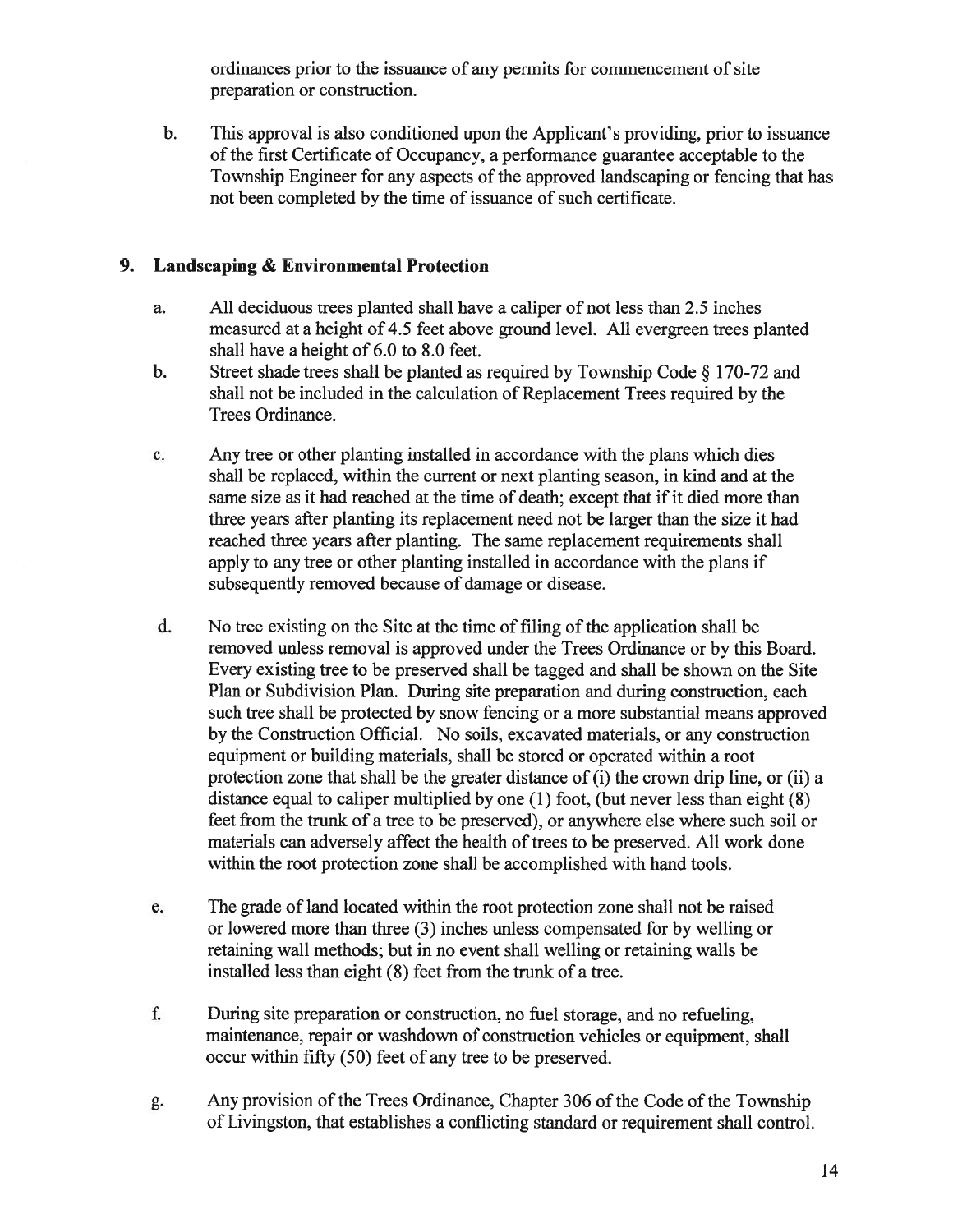ordinances prior to the issuance of any permits for commencement of site preparation or construction.

b. This approval is also conditioned upon the Applicant's providing, prior to issuance of the first Certificate of Occupancy, a performance guarantee acceptable to the Township Engineer for any aspects of the approved landscaping or fencing that has not been completed by the time of issuance of such certificate.

## 9. Landscaping & Environmental Protection

a. All deciduous trees planted shall have a caliper of not less than 2.5 inches measured at a height of 4.5 feet above ground level. All evergreen trees planted shall have a height of 6.0 to 8.0 feet.

b. Street shade trees shall be planted as required by Township Code § 170-72 and shall not be included in the calculation of Replacement Trees required by the Trees Ordinance.

c. Any tree or other planting installed in accordance with the plans which dies shall be replaced, within the current or next planting season, in kind and at the same size as it had reached at the time of death; except that if it died more than three years after planting its replacement need not be larger than the size it had reached three years after planting. The same replacement requirements shall apply to any tree or other planting installed in accordance with the plans if subsequently removed because of damage or disease.

d. No tree existing on the Site at the time of filing of the application shall be removed unless removal is approved under the Trees Ordinance or by this Board. Every existing tree to be preserved shall be tagged and shall be shown on the Site Plan or Subdivision Plan. During site preparation and during construction, each such tree shall be protected by snow fencing or a more substantial means approved by the Construction Official. No soils, excavated materials, or any construction equipment or building materials, shall be stored or operated within a root protection zone that shall be the greater distance of (i) the crown drip line, or (ii) a distance equal to caliper multiplied by one (1) foot, (but never less than eight (8) feet from the trunk of a tree to be preserved), or anywhere else where such soil or materials can adversely affect the health of trees to be preserved. All work done within the root protection zone shall be accomplished with hand tools.

e. The grade of land located within the root protection zone shall not be raised or lowered more than three (3) inches unless compensated for by welling or retaining wall methods; but in no event shall welling or retaining walls be installed less than eight (8) feet from the trunk of a tree.

f. During site preparation or construction, no fuel storage, and no refueling, maintenance, repair or washdown of construction vehicles or equipment, shall occur within fifty (50) feet of any tree to be preserved.

g. Any provision of the Trees Ordinance, Chapter 306 of the Code of the Township of Livingston, that establishes a conflicting standard or requirement shall control.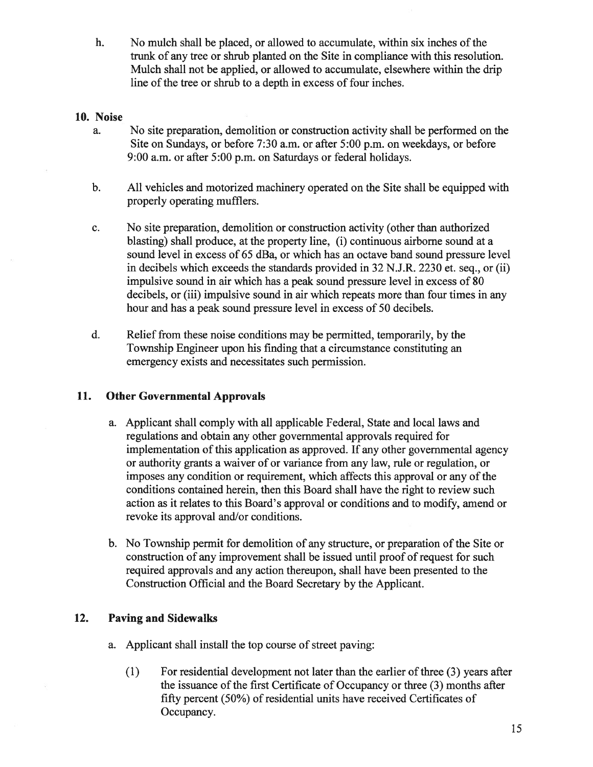h. No mulch shall be placed, or allowed to accumulate, within six inches of the trunk of any tree or shrub planted on the Site in compliance with this resolution. Mulch shall not be applied, or allowed to accumulate, elsewhere within the drip line of the tree or shrub to a depth in excess of four inches.

## 10. Noise

a. No site preparation, demolition or construction activity shall be performed on the Site on Sundays, or before 7:30 a.m. or after 5:00 p.m. on weekdays, or before 9:00 a.m. or after 5:00 p.m. on Saturdays or federal holidays.

b. All vehicles and motorized machinery operated on the Site shall be equipped with properly operating mufflers.

c. No site preparation, demolition or construction activity (other than authorized blasting) shall produce, at the property line, (i) continuous airborne sound at a sound level in excess of 65 dBa, or which has an octave band sound pressure level in decibels which exceeds the standards provided in 32 N.J.R. 2230 et. seq., or (ii) impulsive sound in air which has a peak sound pressure level in excess of 80 decibels, or (iii) impulsive sound in air which repeats more than four times in any hour and has a peak sound pressure level in excess of 50 decibels.

d. Relief from these noise conditions may be permitted, temporarily, by the Township Engineer upon his finding that a circumstance constituting an emergency exists and necessitates such permission.

## 11. Other Governmental Approvals

a. Applicant shall comply with all applicable Federal, State and local laws and regulations and obtain any other governmental approvals required for implementation of this application as approved. If any other governmental agency or authority grants a waiver of or variance from any law, rule or regulation, or imposes any condition or requirement, which affects this approval or any of the conditions contained herein, then this Board shall have the right to review such action as it relates to this Board's approval or conditions and to modify, amend or revoke its approval and/or conditions.

b. No Township permit for demolition of any structure, or preparation of the Site or construction of any improvement shall be issued until proof of request for such required approvals and any action thereupon, shall have been presented to the Construction Official and the Board Secretary by the Applicant.

## 12. Paving and Sidewalks

a. Applicant shall install the top course of street paving:

(1) For residential development not later than the earlier of three (3) years after the issuance of the first Certificate of Occupancy or three (3) months after fifty percent (50%) of residential units have received Certificates of Occupancy.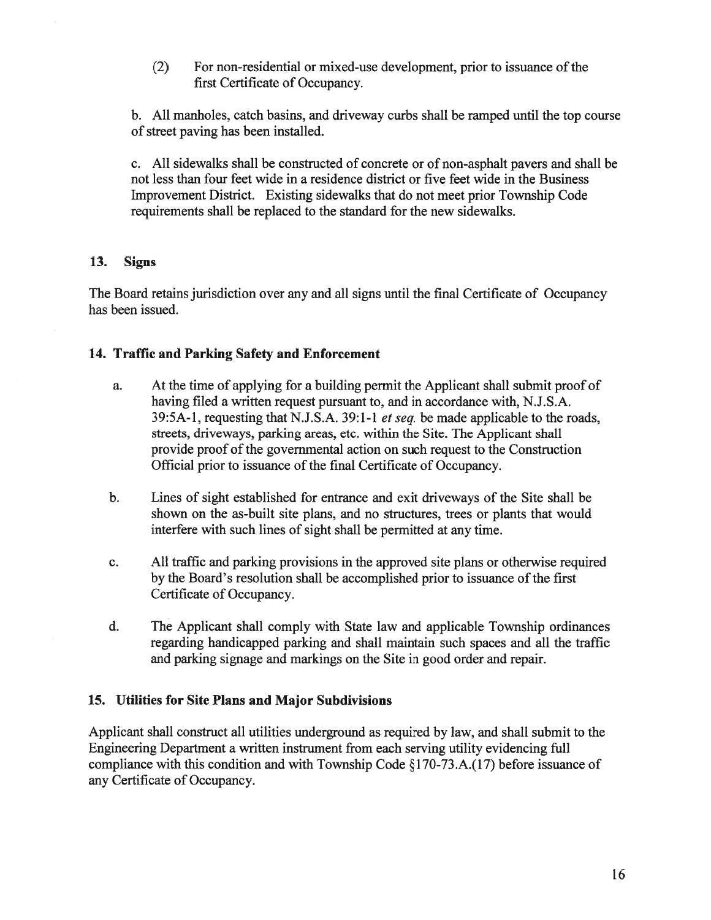(2) For non-residential or mixed-use development, prior to issuance of the first Certificate of Occupancy.

b. All manholes, catch basins, and driveway curbs shall be ramped until the top course of street paving has been installed.

c. All sidewalks shall be constructed of concrete or of non-asphalt pavers and shall be not less than four feet wide in a residence district or five feet wide in the Business Improvement District. Existing sidewalks that do not meet prior Township Code requirements shall be replaced to the standard for the new sidewalks.

## 13. Signs

The Board retains jurisdiction over any and all signs until the final Certificate of Occupancy has been issued.

## 14. Traffic and Parking Safety and Enforcement

a. At the time of applying for a building permit the Applicant shall submit proof of having filed a written request pursuant to, and in accordance with, N.J.S.A. 39:5A-1, requesting that N.J.S.A. 39:1-1 *et seq.* be made applicable to the roads, streets, driveways, parking areas, etc. within the Site. The Applicant shall provide proof of the governmental action on such request to the Construction Official prior to issuance of the final Certificate of Occupancy.

b. Lines of sight established for entrance and exit driveways of the Site shall be shown on the as-built site plans, and no structures, trees or plants that would interfere with such lines of sight shall be permitted at any time.

c. All traffic and parking provisions in the approved site plans or otherwise required by the Board's resolution shall be accomplished prior to issuance of the first Certificate of Occupancy.

d. The Applicant shall comply with State law and applicable Township ordinances regarding handicapped parking and shall maintain such spaces and all the traffic and parking signage and markings on the Site in good order and repair.

## 15. Utilities for Site Plans and Major Subdivisions

Applicant shall construct all utilities underground as required by law, and shall submit to the Engineering Department a written instrument from each serving utility evidencing full compliance with this condition and with Township Code §170-73.A.(17) before issuance of any Certificate of Occupancy.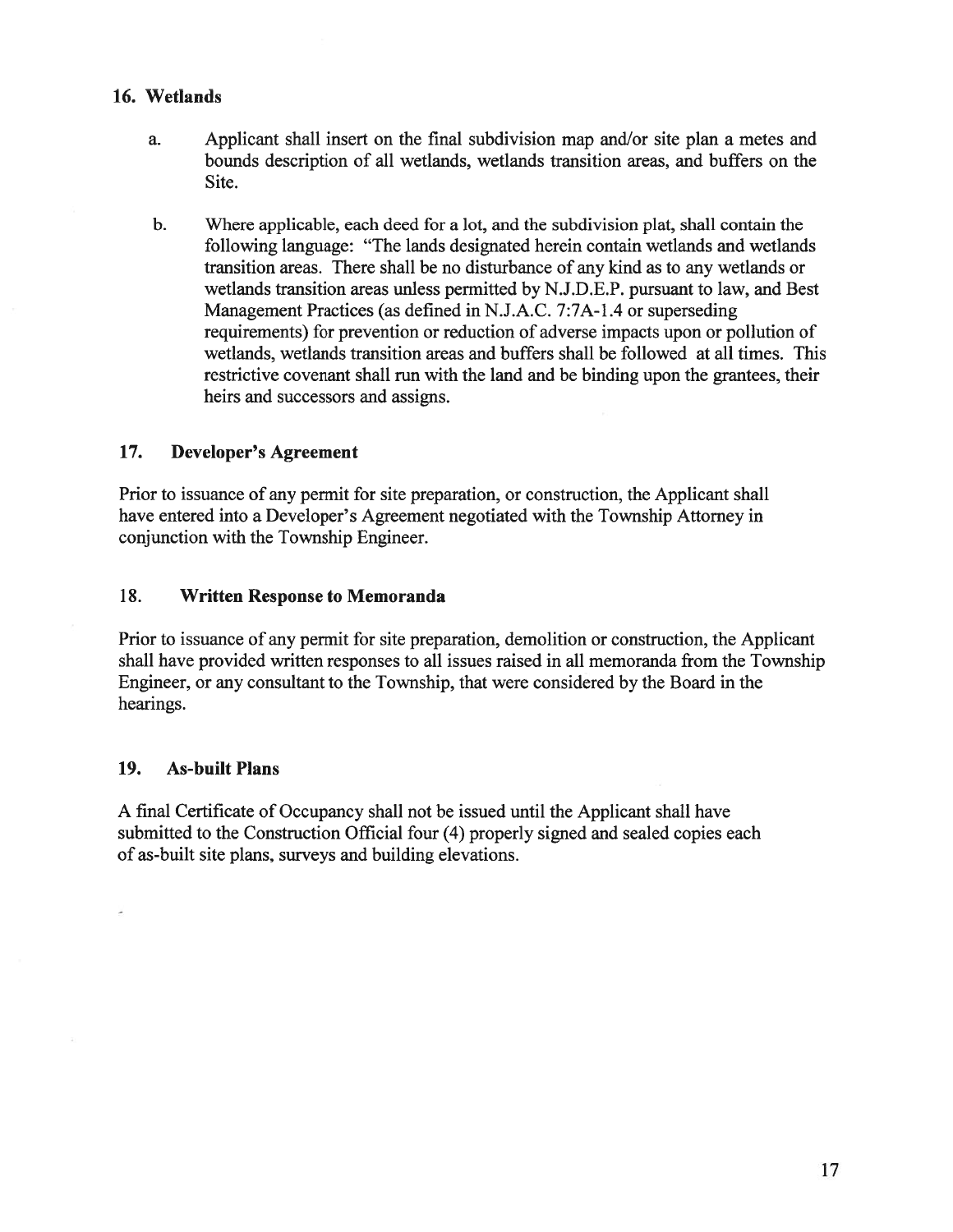### 16. Wetlands

a. Applicant shall insert on the final subdivision map and/or site plan a metes and bounds description of all wetlands, wetlands transition areas, and buffers on the Site.

b. Where applicable, each deed for a lot, and the subdivision plat, shall contain the following language: "The lands designated herein contain wetlands and wetlands transition areas. There shall be no disturbance of any kind as to any wetlands or wetlands transition areas unless permitted by N.J.D.E.P. pursuant to law, and Best Management Practices (as defined in N.J.A.C. 7:7A-1.4 or superseding requirements) for prevention or reduction of adverse impacts upon or pollution of wetlands, wetlands transition areas and buffers shall be followed at all times. This restrictive covenant shall run with the land and be binding upon the grantees, their heirs and successors and assigns.

### 17. Developer's Agreement

Prior to issuance of any permit for site preparation, or construction, the Applicant shall have entered into a Developer's Agreement negotiated with the Township Attorney in conjunction with the Township Engineer.

### 18. Written Response to Memoranda

Prior to issuance of any permit for site preparation, demolition or construction, the Applicant shall have provided written responses to all issues raised in all memoranda from the Township Engineer, or any consultant to the Township, that were considered by the Board in the hearings.

### 19. As-built Plans

A final Certificate of Occupancy shall not be issued until the Applicant shall have submitted to the Construction Official four (4) properly signed and sealed copies each of as-built site plans, surveys and building elevations.